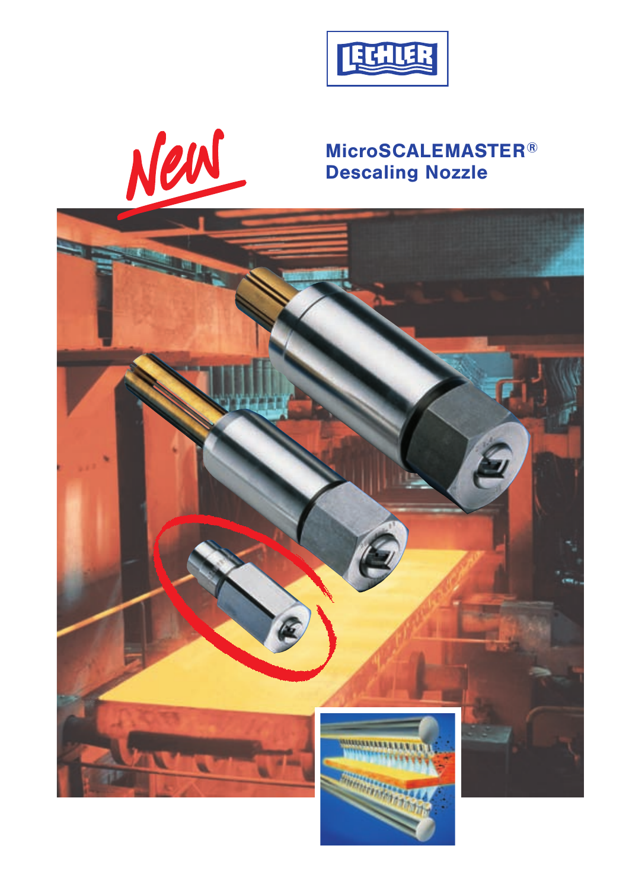LECHLER

New

# MicroSCALEMASTER®
# Descaling Nozzle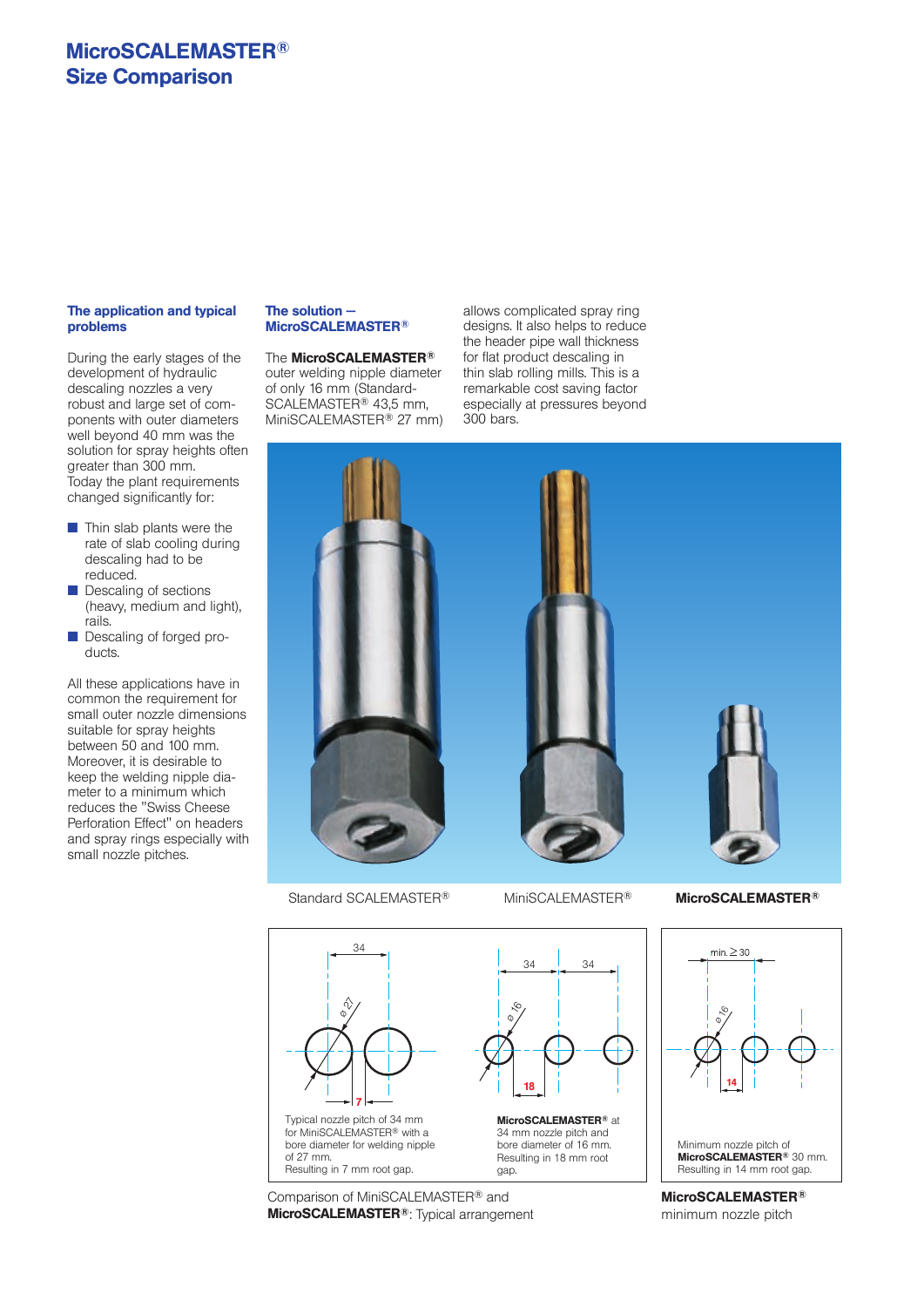# MicroSCALEMASTER®
# Size Comparison

### The application and typical problems

During the early stages of the development of hydraulic descaling nozzles a very robust and large set of components with outer diameters well beyond 40 mm was the solution for spray heights often greater than 300 mm.
Today the plant requirements changed significantly for:

- Thin slab plants were the rate of slab cooling during descaling had to be reduced.
- Descaling of sections (heavy, medium and light), rails.
- Descaling of forged products.

All these applications have in common the requirement for small outer nozzle dimensions suitable for spray heights between 50 and 100 mm. Moreover, it is desirable to keep the welding nipple diameter to a minimum which reduces the "Swiss Cheese Perforation Effect" on headers and spray rings especially with small nozzle pitches.

### The solution – MicroSCALEMASTER®

The **MicroSCALEMASTER®** outer welding nipple diameter of only 16 mm (Standard-SCALEMASTER® 43,5 mm, MiniSCALEMASTER® 27 mm) allows complicated spray ring designs. It also helps to reduce the header pipe wall thickness for flat product descaling in thin slab rolling mills. This is a remarkable cost saving factor especially at pressures beyond 300 bars.

Standard SCALEMASTER® | MiniSCALEMASTER® | **MicroSCALEMASTER®**

Typical nozzle pitch of 34 mm for MiniSCALEMASTER® with a bore diameter for welding nipple of 27 mm.
Resulting in 7 mm root gap.

**MicroSCALEMASTER®** at 34 mm nozzle pitch and bore diameter of 16 mm.
Resulting in 18 mm root gap.

Comparison of MiniSCALEMASTER® and **MicroSCALEMASTER®**: Typical arrangement

Minimum nozzle pitch of **MicroSCALEMASTER®** 30 mm.
Resulting in 14 mm root gap.

**MicroSCALEMASTER®** minimum nozzle pitch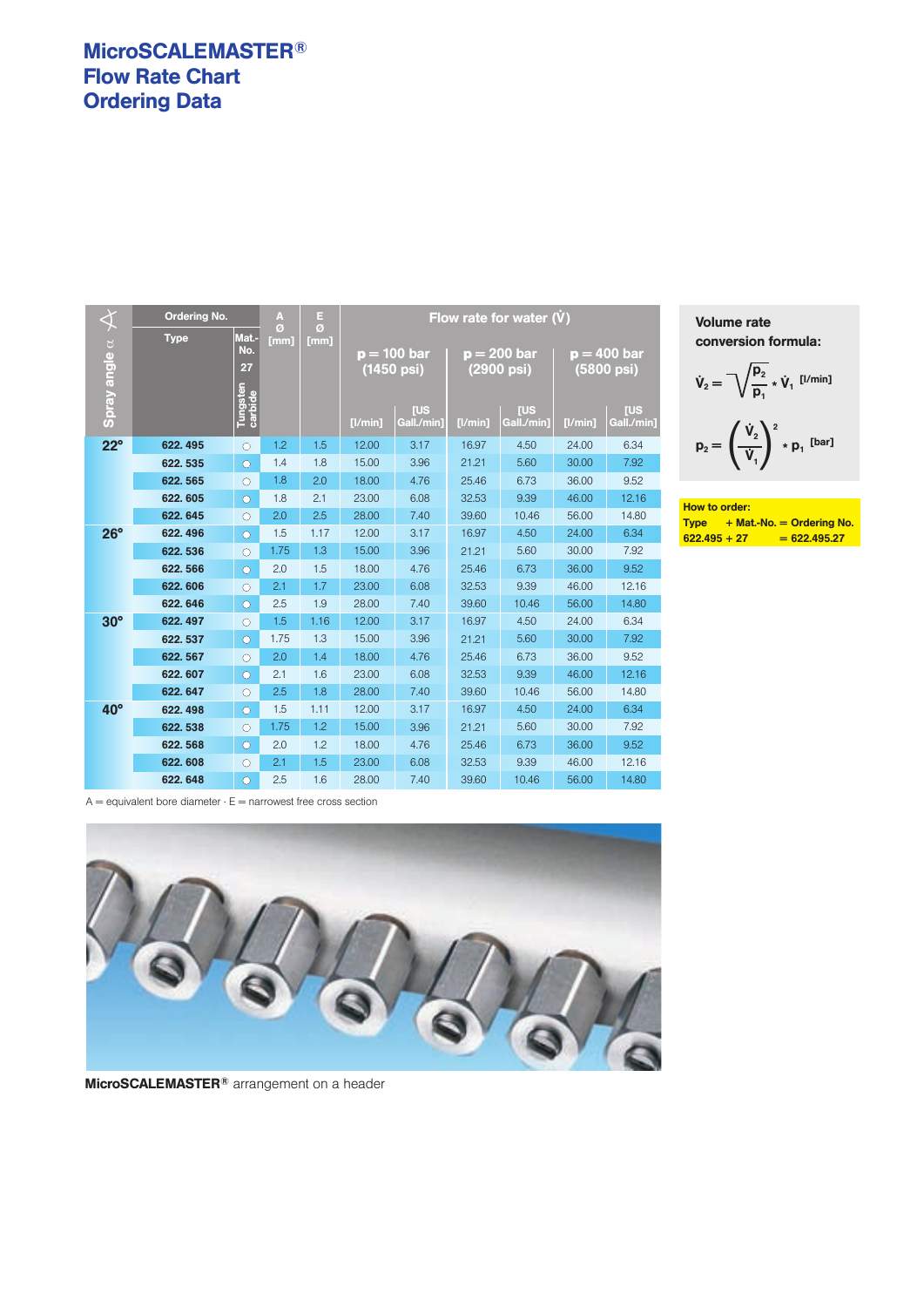# MicroSCALEMASTER®
# Flow Rate Chart
# Ordering Data

| Spray angle α | Ordering No. Type | Mat.-No. 27 Tungsten carbide | A Ø [mm] | E Ø [mm] | Flow rate for water ($\dot{V}$) p = 100 bar (1450 psi) [l/min] | [US Gall./min] | p = 200 bar (2900 psi) [l/min] | [US Gall./min] | p = 400 bar (5800 psi) [l/min] | [US Gall./min] |
|---|---|---|---|---|---|---|---|---|---|---|
| 22° | 622. 495 | ○ | 1.2 | 1.5 | 12.00 | 3.17 | 16.97 | 4.50 | 24.00 | 6.34 |
| | 622. 535 | ○ | 1.4 | 1.8 | 15.00 | 3.96 | 21.21 | 5.60 | 30.00 | 7.92 |
| | 622. 565 | ○ | 1.8 | 2.0 | 18.00 | 4.76 | 25.46 | 6.73 | 36.00 | 9.52 |
| | 622. 605 | ○ | 1.8 | 2.1 | 23.00 | 6.08 | 32.53 | 9.39 | 46.00 | 12.16 |
| | 622. 645 | ○ | 2.0 | 2.5 | 28.00 | 7.40 | 39.60 | 10.46 | 56.00 | 14.80 |
| 26° | 622. 496 | ○ | 1.5 | 1.17 | 12.00 | 3.17 | 16.97 | 4.50 | 24.00 | 6.34 |
| | 622. 536 | ○ | 1.75 | 1.3 | 15.00 | 3.96 | 21.21 | 5.60 | 30.00 | 7.92 |
| | 622. 566 | ○ | 2.0 | 1.5 | 18.00 | 4.76 | 25.46 | 6.73 | 36.00 | 9.52 |
| | 622. 606 | ○ | 2.1 | 1.7 | 23.00 | 6.08 | 32.53 | 9.39 | 46.00 | 12.16 |
| | 622. 646 | ○ | 2.5 | 1.9 | 28.00 | 7.40 | 39.60 | 10.46 | 56.00 | 14.80 |
| 30° | 622. 497 | ○ | 1.5 | 1.16 | 12.00 | 3.17 | 16.97 | 4.50 | 24.00 | 6.34 |
| | 622. 537 | ○ | 1.75 | 1.3 | 15.00 | 3.96 | 21.21 | 5.60 | 30.00 | 7.92 |
| | 622. 567 | ○ | 2.0 | 1.4 | 18.00 | 4.76 | 25.46 | 6.73 | 36.00 | 9.52 |
| | 622. 607 | ○ | 2.1 | 1.6 | 23.00 | 6.08 | 32.53 | 9.39 | 46.00 | 12.16 |
| | 622. 647 | ○ | 2.5 | 1.8 | 28.00 | 7.40 | 39.60 | 10.46 | 56.00 | 14.80 |
| 40° | 622. 498 | ○ | 1.5 | 1.11 | 12.00 | 3.17 | 16.97 | 4.50 | 24.00 | 6.34 |
| | 622. 538 | ○ | 1.75 | 1.2 | 15.00 | 3.96 | 21.21 | 5.60 | 30.00 | 7.92 |
| | 622. 568 | ○ | 2.0 | 1.2 | 18.00 | 4.76 | 25.46 | 6.73 | 36.00 | 9.52 |
| | 622. 608 | ○ | 2.1 | 1.5 | 23.00 | 6.08 | 32.53 | 9.39 | 46.00 | 12.16 |
| | 622. 648 | ○ | 2.5 | 1.6 | 28.00 | 7.40 | 39.60 | 10.46 | 56.00 | 14.80 |

A = equivalent bore diameter · E = narrowest free cross section

**Volume rate conversion formula:**

$$\dot{V}_2 = \sqrt{\frac{p_2}{p_1}} * \dot{V}_1 \quad \text{[l/min]}$$

$$p_2 = \left(\frac{\dot{V}_2}{\dot{V}_1}\right)^2 * p_1 \quad \text{[bar]}$$

**How to order:**

| Type | + Mat.-No. | = Ordering No. |
|---|---|---|
| 622.495 | + 27 | = 622.495.27 |

**MicroSCALEMASTER®** arrangement on a header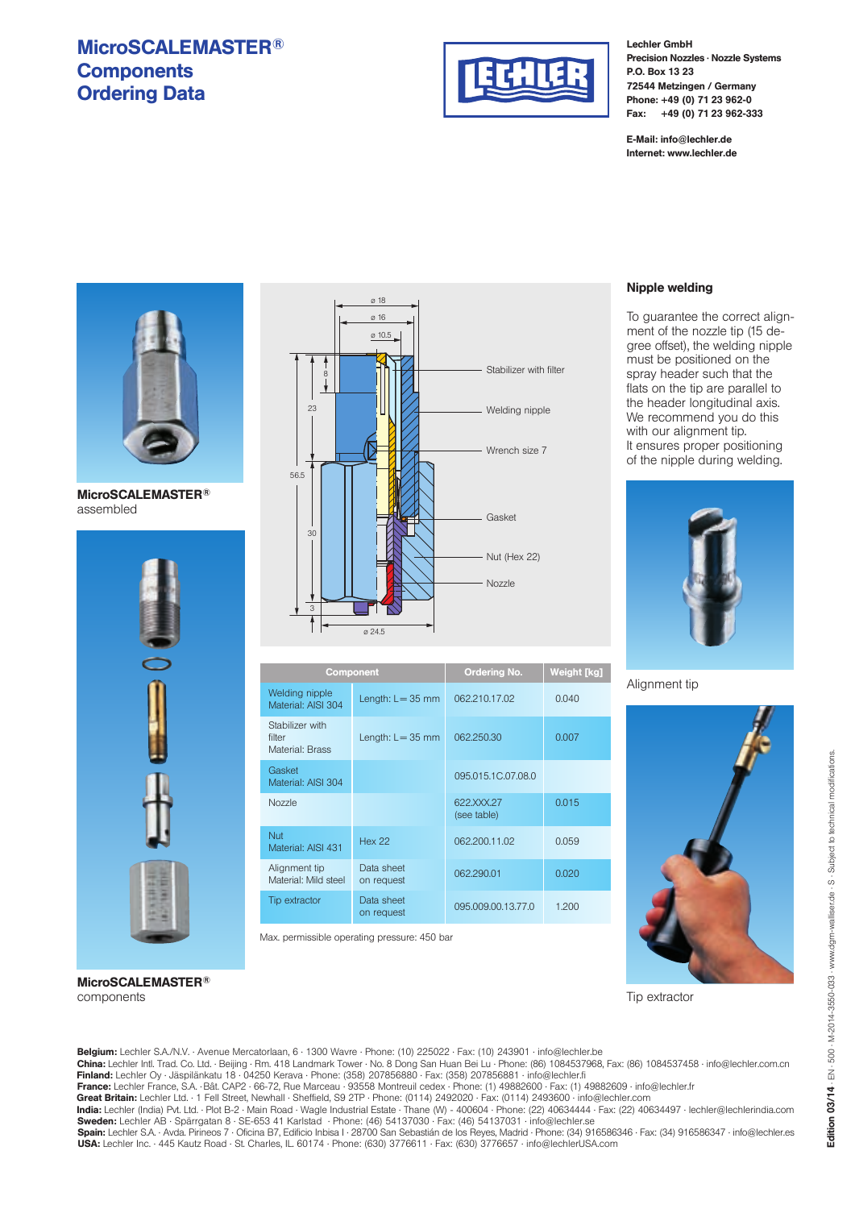# MicroSCALEMASTER® Components Ordering Data

**Lechler GmbH**
**Precision Nozzles · Nozzle Systems**
**P.O. Box 13 23**
**72544 Metzingen / Germany**
**Phone: +49 (0) 71 23 962-0**
**Fax: +49 (0) 71 23 962-333**

**E-Mail: info@lechler.de**
**Internet: www.lechler.de**

**MicroSCALEMASTER®** assembled

ø 18
ø 16
ø 10.5
8
23
56.5
30
3
ø 24.5
Stabilizer with filter
Welding nipple
Wrench size 7
Gasket
Nut (Hex 22)
Nozzle

| Component | | Ordering No. | Weight [kg] |
|---|---|---|---|
| Welding nipple Material: AISI 304 | Length: L = 35 mm | 062.210.17.02 | 0.040 |
| Stabilizer with filter Material: Brass | Length: L = 35 mm | 062.250.30 | 0.007 |
| Gasket Material: AISI 304 | | 095.015.1C.07.08.0 | |
| Nozzle | | 622.XXX.27 (see table) | 0.015 |
| Nut Material: AISI 431 | Hex 22 | 062.200.11.02 | 0.059 |
| Alignment tip Material: Mild steel | Data sheet on request | 062.290.01 | 0.020 |
| Tip extractor | Data sheet on request | 095.009.00.13.77.0 | 1.200 |

Max. permissible operating pressure: 450 bar

**MicroSCALEMASTER®** components

## Nipple welding

To guarantee the correct alignment of the nozzle tip (15 degree offset), the welding nipple must be positioned on the spray header such that the flats on the tip are parallel to the header longitudinal axis. We recommend you do this with our alignment tip. It ensures proper positioning of the nipple during welding.

Alignment tip

Tip extractor

**Belgium:** Lechler S.A./N.V. · Avenue Mercatorlaan, 6 · 1300 Wavre · Phone: (10) 225022 · Fax: (10) 243901 · info@lechler.be
**China:** Lechler Intl. Trad. Co. Ltd. · Beijing · Rm. 418 Landmark Tower · No. 8 Dong San Huan Bei Lu · Phone: (86) 1084537968, Fax: (86) 1084537458 · info@lechler.com.cn
**Finland:** Lechler Oy · Jäspilänkatu 18 · 04250 Kerava · Phone: (358) 207856880 · Fax: (358) 207856881 · info@lechler.fi
**France:** Lechler France, S.A. · Bât. CAP2 · 66-72, Rue Marceau · 93558 Montreuil cedex · Phone: (1) 49882600 · Fax: (1) 49882609 · info@lechler.fr
**Great Britain:** Lechler Ltd. · 1 Fell Street, Newhall · Sheffield, S9 2TP · Phone: (0114) 2492020 · Fax: (0114) 2493600 · info@lechler.com
**India:** Lechler (India) Pvt. Ltd. · Plot B-2 · Main Road · Wagle Industrial Estate · Thane (W) - 400604 · Phone: (22) 40634444 · Fax: (22) 40634497 · lechler@lechlerindia.com
**Sweden:** Lechler AB · Spårrgatan 8 · SE-653 41 Karlstad · Phone: (46) 54137030 · Fax: (46) 54137031 · info@lechler.se
**Spain:** Lechler S.A. · Avda. Pirineos 7 · Oficina B7, Edificio Inbisa I · 28700 San Sebastián de los Reyes, Madrid · Phone: (34) 916586346 · Fax: (34) 916586347 · info@lechler.es
**USA:** Lechler Inc. · 445 Kautz Road · St. Charles, IL 60174 · Phone: (630) 3776611 · Fax: (630) 3776657 · info@lechlerUSA.com

**Edition 03/14** · EN · 500 · M-2014-3550-033 · www.dgm-wallser.de · S · Subject to technical modifications.